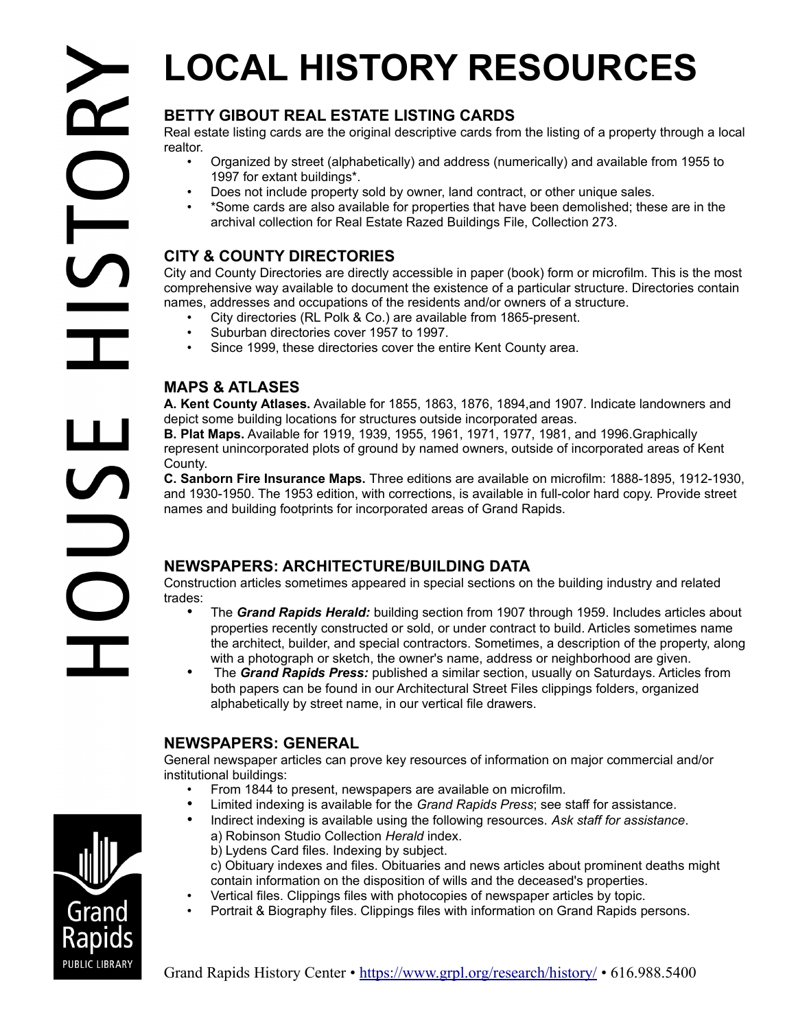# LOCAL HISTORY RESOURCES

## BETTY GIBOUT REAL ESTATE LISTING CARDS

Real estate listing cards are the original descriptive cards from the listing of a property through a local realtor.

- Organized by street (alphabetically) and address (numerically) and available from 1955 to 1997 for extant buildings*.
- Does not include property sold by owner, land contract, or other unique sales.
- *Some cards are also available for properties that have been demolished; these are in the archival collection for Real Estate Razed Buildings File, Collection 273.

## CITY & COUNTY DIRECTORIES

City and County Directories are directly accessible in paper (book) form or microfilm. This is the most comprehensive way available to document the existence of a particular structure. Directories contain names, addresses and occupations of the residents and/or owners of a structure.

- City directories (RL Polk & Co.) are available from 1865-present.
- Suburban directories cover 1957 to 1997.
- Since 1999, these directories cover the entire Kent County area.

## MAPS & ATLASES

**A. Kent County Atlases.** Available for 1855, 1863, 1876, 1894,and 1907. Indicate landowners and depict some building locations for structures outside incorporated areas.

**B. Plat Maps.** Available for 1919, 1939, 1955, 1961, 1971, 1977, 1981, and 1996.Graphically represent unincorporated plots of ground by named owners, outside of incorporated areas of Kent County.

**C. Sanborn Fire Insurance Maps.** Three editions are available on microfilm: 1888-1895, 1912-1930, and 1930-1950. The 1953 edition, with corrections, is available in full-color hard copy. Provide street names and building footprints for incorporated areas of Grand Rapids.

## NEWSPAPERS: ARCHITECTURE/BUILDING DATA

Construction articles sometimes appeared in special sections on the building industry and related trades:

- The ***Grand Rapids Herald:*** building section from 1907 through 1959. Includes articles about properties recently constructed or sold, or under contract to build. Articles sometimes name the architect, builder, and special contractors. Sometimes, a description of the property, along with a photograph or sketch, the owner's name, address or neighborhood are given.
- The ***Grand Rapids Press:*** published a similar section, usually on Saturdays. Articles from both papers can be found in our Architectural Street Files clippings folders, organized alphabetically by street name, in our vertical file drawers.

## NEWSPAPERS: GENERAL

General newspaper articles can prove key resources of information on major commercial and/or institutional buildings:

- From 1844 to present, newspapers are available on microfilm.
- Limited indexing is available for the *Grand Rapids Press*; see staff for assistance.
- Indirect indexing is available using the following resources. *Ask staff for assistance*.
  a) Robinson Studio Collection *Herald* index.
  b) Lydens Card files. Indexing by subject.
  c) Obituary indexes and files. Obituaries and news articles about prominent deaths might contain information on the disposition of wills and the deceased's properties.
- Vertical files. Clippings files with photocopies of newspaper articles by topic.
- Portrait & Biography files. Clippings files with information on Grand Rapids persons.

Grand Rapids History Center • https://www.grpl.org/research/history/ • 616.988.5400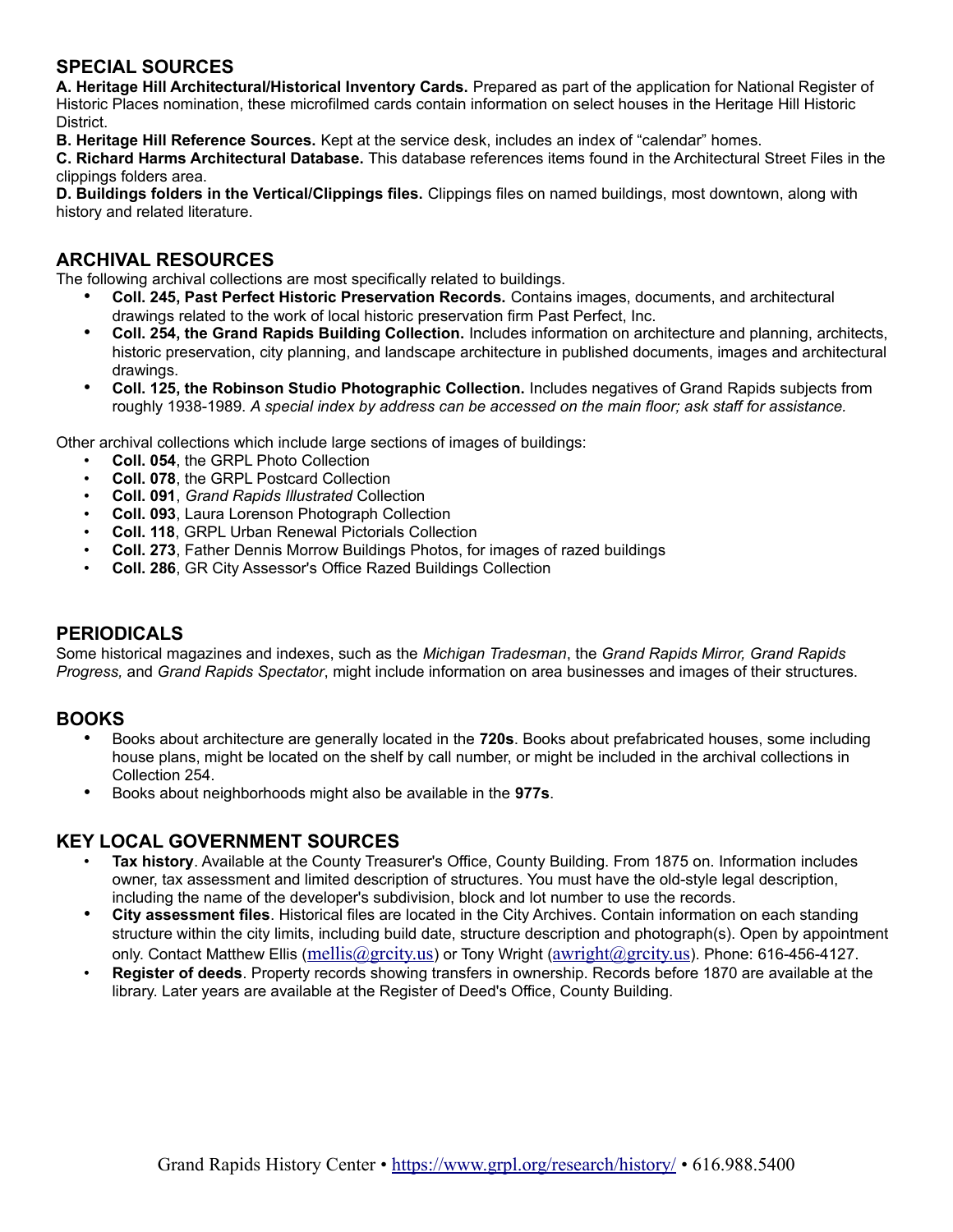## SPECIAL SOURCES

**A. Heritage Hill Architectural/Historical Inventory Cards.** Prepared as part of the application for National Register of Historic Places nomination, these microfilmed cards contain information on select houses in the Heritage Hill Historic District.

**B. Heritage Hill Reference Sources.** Kept at the service desk, includes an index of "calendar" homes.

**C. Richard Harms Architectural Database.** This database references items found in the Architectural Street Files in the clippings folders area.

**D. Buildings folders in the Vertical/Clippings files.** Clippings files on named buildings, most downtown, along with history and related literature.

## ARCHIVAL RESOURCES

The following archival collections are most specifically related to buildings.

- **Coll. 245, Past Perfect Historic Preservation Records.** Contains images, documents, and architectural drawings related to the work of local historic preservation firm Past Perfect, Inc.
- **Coll. 254, the Grand Rapids Building Collection.** Includes information on architecture and planning, architects, historic preservation, city planning, and landscape architecture in published documents, images and architectural drawings.
- **Coll. 125, the Robinson Studio Photographic Collection.** Includes negatives of Grand Rapids subjects from roughly 1938-1989. *A special index by address can be accessed on the main floor; ask staff for assistance.*

Other archival collections which include large sections of images of buildings:

- **Coll. 054**, the GRPL Photo Collection
- **Coll. 078**, the GRPL Postcard Collection
- **Coll. 091**, *Grand Rapids Illustrated* Collection
- **Coll. 093**, Laura Lorenson Photograph Collection
- **Coll. 118**, GRPL Urban Renewal Pictorials Collection
- **Coll. 273**, Father Dennis Morrow Buildings Photos, for images of razed buildings
- **Coll. 286**, GR City Assessor's Office Razed Buildings Collection

## PERIODICALS

Some historical magazines and indexes, such as the *Michigan Tradesman*, the *Grand Rapids Mirror, Grand Rapids Progress,* and *Grand Rapids Spectator*, might include information on area businesses and images of their structures.

## BOOKS

- Books about architecture are generally located in the **720s**. Books about prefabricated houses, some including house plans, might be located on the shelf by call number, or might be included in the archival collections in Collection 254.
- Books about neighborhoods might also be available in the **977s**.

## KEY LOCAL GOVERNMENT SOURCES

- **Tax history**. Available at the County Treasurer's Office, County Building. From 1875 on. Information includes owner, tax assessment and limited description of structures. You must have the old-style legal description, including the name of the developer's subdivision, block and lot number to use the records.
- **City assessment files**. Historical files are located in the City Archives. Contain information on each standing structure within the city limits, including build date, structure description and photograph(s). Open by appointment only. Contact Matthew Ellis (mellis@grcity.us) or Tony Wright (awright@grcity.us). Phone: 616-456-4127.
- **Register of deeds**. Property records showing transfers in ownership. Records before 1870 are available at the library. Later years are available at the Register of Deed's Office, County Building.

Grand Rapids History Center • https://www.grpl.org/research/history/ • 616.988.5400